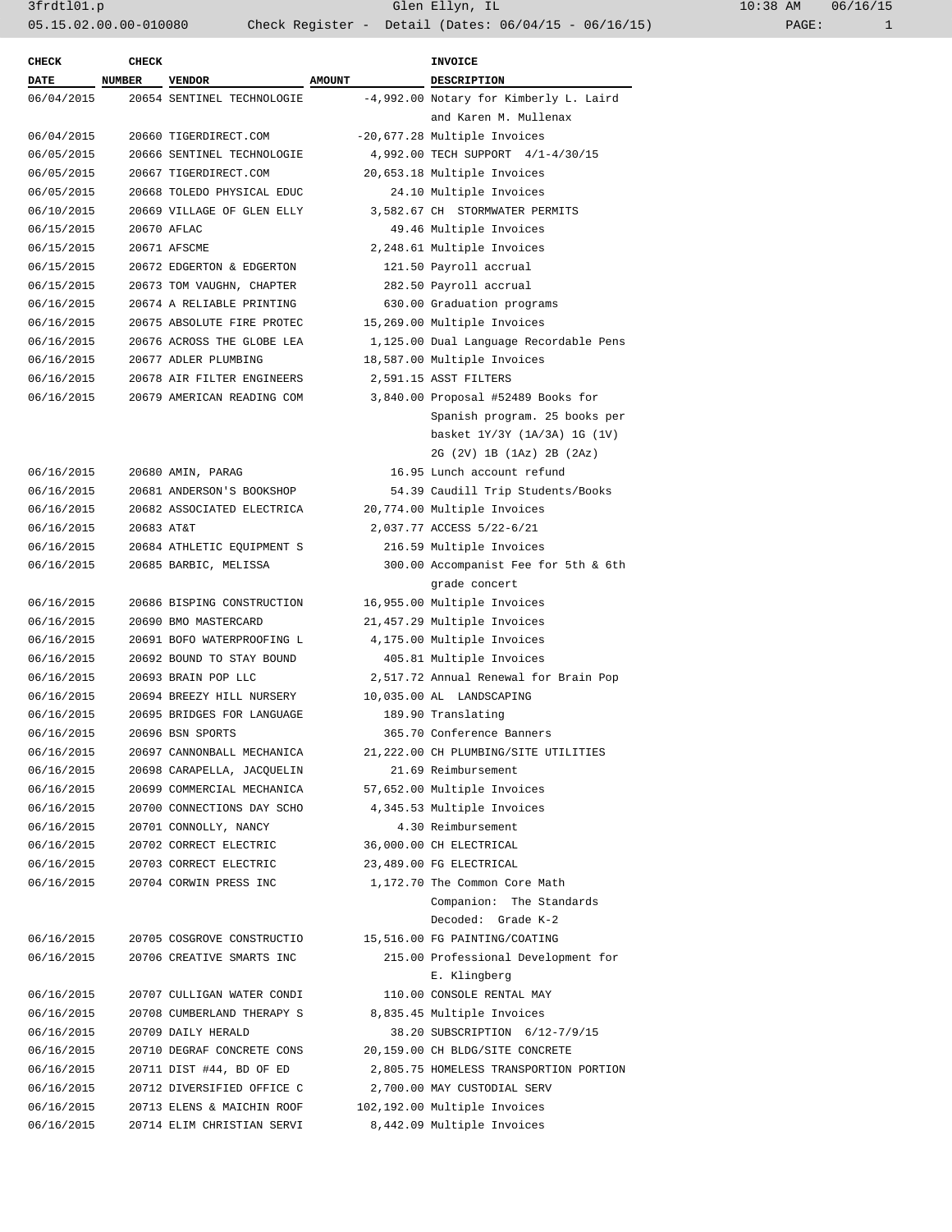3frdtl01.p  Glen Ellyn, IL  10:38 AM  06/16/15
05.15.02.00.00-010080  Check Register - Detail (Dates: 06/04/15 - 06/16/15)

| CHECK DATE | CHECK NUMBER | VENDOR | AMOUNT | INVOICE DESCRIPTION |
|---|---|---|---|---|
| 06/04/2015 | 20654 | SENTINEL TECHNOLOGIE | -4,992.00 | Notary for Kimberly L. Laird and Karen M. Mullenax |
| 06/04/2015 | 20660 | TIGERDIRECT.COM | -20,677.28 | Multiple Invoices |
| 06/05/2015 | 20666 | SENTINEL TECHNOLOGIE | 4,992.00 | TECH SUPPORT 4/1-4/30/15 |
| 06/05/2015 | 20667 | TIGERDIRECT.COM | 20,653.18 | Multiple Invoices |
| 06/05/2015 | 20668 | TOLEDO PHYSICAL EDUC | 24.10 | Multiple Invoices |
| 06/10/2015 | 20669 | VILLAGE OF GLEN ELLY | 3,582.67 | CH STORMWATER PERMITS |
| 06/15/2015 | 20670 | AFLAC | 49.46 | Multiple Invoices |
| 06/15/2015 | 20671 | AFSCME | 2,248.61 | Multiple Invoices |
| 06/15/2015 | 20672 | EDGERTON & EDGERTON | 121.50 | Payroll accrual |
| 06/15/2015 | 20673 | TOM VAUGHN, CHAPTER | 282.50 | Payroll accrual |
| 06/16/2015 | 20674 | A RELIABLE PRINTING | 630.00 | Graduation programs |
| 06/16/2015 | 20675 | ABSOLUTE FIRE PROTEC | 15,269.00 | Multiple Invoices |
| 06/16/2015 | 20676 | ACROSS THE GLOBE LEA | 1,125.00 | Dual Language Recordable Pens |
| 06/16/2015 | 20677 | ADLER PLUMBING | 18,587.00 | Multiple Invoices |
| 06/16/2015 | 20678 | AIR FILTER ENGINEERS | 2,591.15 | ASST FILTERS |
| 06/16/2015 | 20679 | AMERICAN READING COM | 3,840.00 | Proposal #52489 Books for Spanish program. 25 books per basket 1Y/3Y (1A/3A) 1G (1V) 2G (2V) 1B (1Az) 2B (2Az) |
| 06/16/2015 | 20680 | AMIN, PARAG | 16.95 | Lunch account refund |
| 06/16/2015 | 20681 | ANDERSON'S BOOKSHOP | 54.39 | Caudill Trip Students/Books |
| 06/16/2015 | 20682 | ASSOCIATED ELECTRICA | 20,774.00 | Multiple Invoices |
| 06/16/2015 | 20683 | AT&T | 2,037.77 | ACCESS 5/22-6/21 |
| 06/16/2015 | 20684 | ATHLETIC EQUIPMENT S | 216.59 | Multiple Invoices |
| 06/16/2015 | 20685 | BARBIC, MELISSA | 300.00 | Accompanist Fee for 5th & 6th grade concert |
| 06/16/2015 | 20686 | BISPING CONSTRUCTION | 16,955.00 | Multiple Invoices |
| 06/16/2015 | 20690 | BMO MASTERCARD | 21,457.29 | Multiple Invoices |
| 06/16/2015 | 20691 | BOFO WATERPROOFING L | 4,175.00 | Multiple Invoices |
| 06/16/2015 | 20692 | BOUND TO STAY BOUND | 405.81 | Multiple Invoices |
| 06/16/2015 | 20693 | BRAIN POP LLC | 2,517.72 | Annual Renewal for Brain Pop |
| 06/16/2015 | 20694 | BREEZY HILL NURSERY | 10,035.00 | AL LANDSCAPING |
| 06/16/2015 | 20695 | BRIDGES FOR LANGUAGE | 189.90 | Translating |
| 06/16/2015 | 20696 | BSN SPORTS | 365.70 | Conference Banners |
| 06/16/2015 | 20697 | CANNONBALL MECHANICA | 21,222.00 | CH PLUMBING/SITE UTILITIES |
| 06/16/2015 | 20698 | CARAPELLA, JACQUELIN | 21.69 | Reimbursement |
| 06/16/2015 | 20699 | COMMERCIAL MECHANICA | 57,652.00 | Multiple Invoices |
| 06/16/2015 | 20700 | CONNECTIONS DAY SCHO | 4,345.53 | Multiple Invoices |
| 06/16/2015 | 20701 | CONNOLLY, NANCY | 4.30 | Reimbursement |
| 06/16/2015 | 20702 | CORRECT ELECTRIC | 36,000.00 | CH ELECTRICAL |
| 06/16/2015 | 20703 | CORRECT ELECTRIC | 23,489.00 | FG ELECTRICAL |
| 06/16/2015 | 20704 | CORWIN PRESS INC | 1,172.70 | The Common Core Math Companion: The Standards Decoded: Grade K-2 |
| 06/16/2015 | 20705 | COSGROVE CONSTRUCTIO | 15,516.00 | FG PAINTING/COATING |
| 06/16/2015 | 20706 | CREATIVE SMARTS INC | 215.00 | Professional Development for E. Klingberg |
| 06/16/2015 | 20707 | CULLIGAN WATER CONDI | 110.00 | CONSOLE RENTAL MAY |
| 06/16/2015 | 20708 | CUMBERLAND THERAPY S | 8,835.45 | Multiple Invoices |
| 06/16/2015 | 20709 | DAILY HERALD | 38.20 | SUBSCRIPTION 6/12-7/9/15 |
| 06/16/2015 | 20710 | DEGRAF CONCRETE CONS | 20,159.00 | CH BLDG/SITE CONCRETE |
| 06/16/2015 | 20711 | DIST #44, BD OF ED | 2,805.75 | HOMELESS TRANSPORTION PORTION |
| 06/16/2015 | 20712 | DIVERSIFIED OFFICE C | 2,700.00 | MAY CUSTODIAL SERV |
| 06/16/2015 | 20713 | ELENS & MAICHIN ROOF | 102,192.00 | Multiple Invoices |
| 06/16/2015 | 20714 | ELIM CHRISTIAN SERVI | 8,442.09 | Multiple Invoices |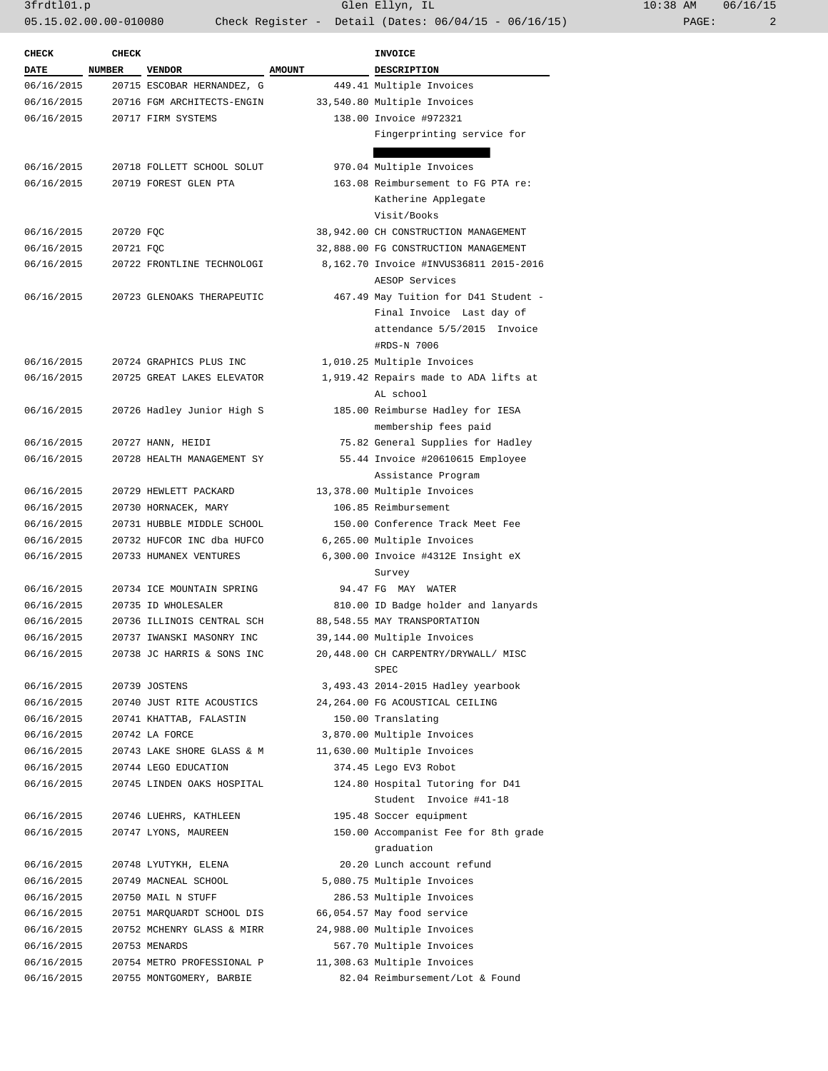| CHECK DATE | CHECK NUMBER | VENDOR | AMOUNT | INVOICE DESCRIPTION |
|---|---|---|---|---|
| 06/16/2015 | 20715 | ESCOBAR HERNANDEZ, G | 449.41 | Multiple Invoices |
| 06/16/2015 | 20716 | FGM ARCHITECTS-ENGIN | 33,540.80 | Multiple Invoices |
| 06/16/2015 | 20717 | FIRM SYSTEMS | 138.00 | Invoice #972321 Fingerprinting service for |
| 06/16/2015 | 20718 | FOLLETT SCHOOL SOLUT | 970.04 | Multiple Invoices |
| 06/16/2015 | 20719 | FOREST GLEN PTA | 163.08 | Reimbursement to FG PTA re: Katherine Applegate Visit/Books |
| 06/16/2015 | 20720 | FQC | 38,942.00 | CH CONSTRUCTION MANAGEMENT |
| 06/16/2015 | 20721 | FQC | 32,888.00 | FG CONSTRUCTION MANAGEMENT |
| 06/16/2015 | 20722 | FRONTLINE TECHNOLOGI | 8,162.70 | Invoice #INVUS36811 2015-2016 AESOP Services |
| 06/16/2015 | 20723 | GLENOAKS THERAPEUTIC | 467.49 | May Tuition for D41 Student - Final Invoice Last day of attendance 5/5/2015 Invoice #RDS-N 7006 |
| 06/16/2015 | 20724 | GRAPHICS PLUS INC | 1,010.25 | Multiple Invoices |
| 06/16/2015 | 20725 | GREAT LAKES ELEVATOR | 1,919.42 | Repairs made to ADA lifts at AL school |
| 06/16/2015 | 20726 | Hadley Junior High S | 185.00 | Reimburse Hadley for IESA membership fees paid |
| 06/16/2015 | 20727 | HANN, HEIDI | 75.82 | General Supplies for Hadley |
| 06/16/2015 | 20728 | HEALTH MANAGEMENT SY | 55.44 | Invoice #20610615 Employee Assistance Program |
| 06/16/2015 | 20729 | HEWLETT PACKARD | 13,378.00 | Multiple Invoices |
| 06/16/2015 | 20730 | HORNACEK, MARY | 106.85 | Reimbursement |
| 06/16/2015 | 20731 | HUBBLE MIDDLE SCHOOL | 150.00 | Conference Track Meet Fee |
| 06/16/2015 | 20732 | HUFCOR INC dba HUFCO | 6,265.00 | Multiple Invoices |
| 06/16/2015 | 20733 | HUMANEX VENTURES | 6,300.00 | Invoice #4312E Insight eX Survey |
| 06/16/2015 | 20734 | ICE MOUNTAIN SPRING | 94.47 | FG MAY WATER |
| 06/16/2015 | 20735 | ID WHOLESALER | 810.00 | ID Badge holder and lanyards |
| 06/16/2015 | 20736 | ILLINOIS CENTRAL SCH | 88,548.55 | MAY TRANSPORTATION |
| 06/16/2015 | 20737 | IWANSKI MASONRY INC | 39,144.00 | Multiple Invoices |
| 06/16/2015 | 20738 | JC HARRIS & SONS INC | 20,448.00 | CH CARPENTRY/DRYWALL/ MISC SPEC |
| 06/16/2015 | 20739 | JOSTENS | 3,493.43 | 2014-2015 Hadley yearbook |
| 06/16/2015 | 20740 | JUST RITE ACOUSTICS | 24,264.00 | FG ACOUSTICAL CEILING |
| 06/16/2015 | 20741 | KHATTAB, FALASTIN | 150.00 | Translating |
| 06/16/2015 | 20742 | LA FORCE | 3,870.00 | Multiple Invoices |
| 06/16/2015 | 20743 | LAKE SHORE GLASS & M | 11,630.00 | Multiple Invoices |
| 06/16/2015 | 20744 | LEGO EDUCATION | 374.45 | Lego EV3 Robot |
| 06/16/2015 | 20745 | LINDEN OAKS HOSPITAL | 124.80 | Hospital Tutoring for D41 Student Invoice #41-18 |
| 06/16/2015 | 20746 | LUEHRS, KATHLEEN | 195.48 | Soccer equipment |
| 06/16/2015 | 20747 | LYONS, MAUREEN | 150.00 | Accompanist Fee for 8th grade graduation |
| 06/16/2015 | 20748 | LYUTYKH, ELENA | 20.20 | Lunch account refund |
| 06/16/2015 | 20749 | MACNEAL SCHOOL | 5,080.75 | Multiple Invoices |
| 06/16/2015 | 20750 | MAIL N STUFF | 286.53 | Multiple Invoices |
| 06/16/2015 | 20751 | MARQUARDT SCHOOL DIS | 66,054.57 | May food service |
| 06/16/2015 | 20752 | MCHENRY GLASS & MIRR | 24,988.00 | Multiple Invoices |
| 06/16/2015 | 20753 | MENARDS | 567.70 | Multiple Invoices |
| 06/16/2015 | 20754 | METRO PROFESSIONAL P | 11,308.63 | Multiple Invoices |
| 06/16/2015 | 20755 | MONTGOMERY, BARBIE | 82.04 | Reimbursement/Lot & Found |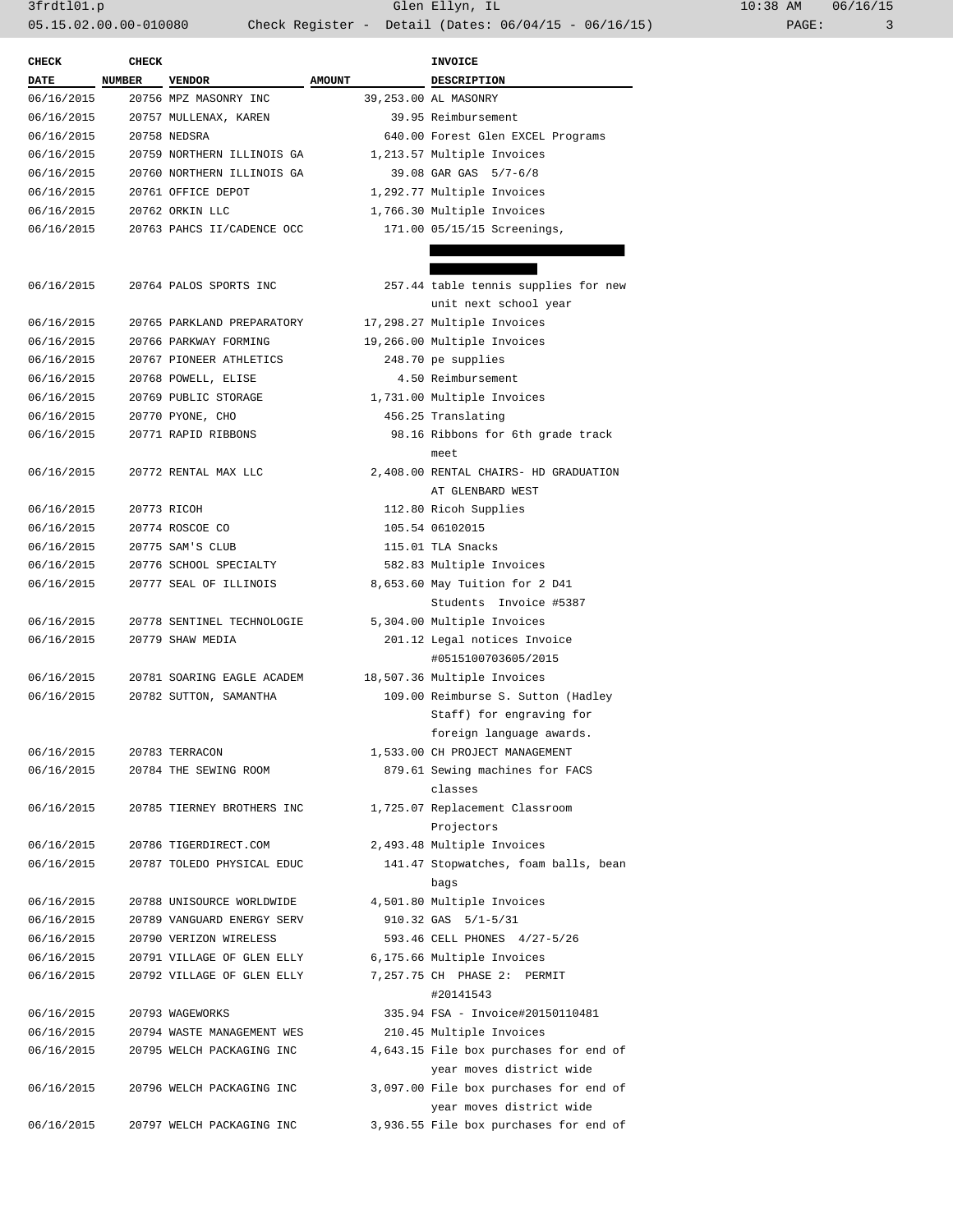| CHECK DATE | CHECK NUMBER | VENDOR | AMOUNT | INVOICE DESCRIPTION |
|---|---|---|---|---|
| 06/16/2015 | 20756 | MPZ MASONRY INC | 39,253.00 | AL MASONRY |
| 06/16/2015 | 20757 | MULLENAX, KAREN | 39.95 | Reimbursement |
| 06/16/2015 | 20758 | NEDSRA | 640.00 | Forest Glen EXCEL Programs |
| 06/16/2015 | 20759 | NORTHERN ILLINOIS GA | 1,213.57 | Multiple Invoices |
| 06/16/2015 | 20760 | NORTHERN ILLINOIS GA | 39.08 | GAR GAS 5/7-6/8 |
| 06/16/2015 | 20761 | OFFICE DEPOT | 1,292.77 | Multiple Invoices |
| 06/16/2015 | 20762 | ORKIN LLC | 1,766.30 | Multiple Invoices |
| 06/16/2015 | 20763 | PAHCS II/CADENCE OCC | 171.00 | 05/15/15 Screenings, |
| 06/16/2015 | 20764 | PALOS SPORTS INC | 257.44 | table tennis supplies for new unit next school year |
| 06/16/2015 | 20765 | PARKLAND PREPARATORY | 17,298.27 | Multiple Invoices |
| 06/16/2015 | 20766 | PARKWAY FORMING | 19,266.00 | Multiple Invoices |
| 06/16/2015 | 20767 | PIONEER ATHLETICS | 248.70 | pe supplies |
| 06/16/2015 | 20768 | POWELL, ELISE | 4.50 | Reimbursement |
| 06/16/2015 | 20769 | PUBLIC STORAGE | 1,731.00 | Multiple Invoices |
| 06/16/2015 | 20770 | PYONE, CHO | 456.25 | Translating |
| 06/16/2015 | 20771 | RAPID RIBBONS | 98.16 | Ribbons for 6th grade track meet |
| 06/16/2015 | 20772 | RENTAL MAX LLC | 2,408.00 | RENTAL CHAIRS- HD GRADUATION AT GLENBARD WEST |
| 06/16/2015 | 20773 | RICOH | 112.80 | Ricoh Supplies |
| 06/16/2015 | 20774 | ROSCOE CO | 105.54 | 06102015 |
| 06/16/2015 | 20775 | SAM'S CLUB | 115.01 | TLA Snacks |
| 06/16/2015 | 20776 | SCHOOL SPECIALTY | 582.83 | Multiple Invoices |
| 06/16/2015 | 20777 | SEAL OF ILLINOIS | 8,653.60 | May Tuition for 2 D41 Students Invoice #5387 |
| 06/16/2015 | 20778 | SENTINEL TECHNOLOGIE | 5,304.00 | Multiple Invoices |
| 06/16/2015 | 20779 | SHAW MEDIA | 201.12 | Legal notices Invoice #0515100703605/2015 |
| 06/16/2015 | 20781 | SOARING EAGLE ACADEM | 18,507.36 | Multiple Invoices |
| 06/16/2015 | 20782 | SUTTON, SAMANTHA | 109.00 | Reimburse S. Sutton (Hadley Staff) for engraving for foreign language awards. |
| 06/16/2015 | 20783 | TERRACON | 1,533.00 | CH PROJECT MANAGEMENT |
| 06/16/2015 | 20784 | THE SEWING ROOM | 879.61 | Sewing machines for FACS classes |
| 06/16/2015 | 20785 | TIERNEY BROTHERS INC | 1,725.07 | Replacement Classroom Projectors |
| 06/16/2015 | 20786 | TIGERDIRECT.COM | 2,493.48 | Multiple Invoices |
| 06/16/2015 | 20787 | TOLEDO PHYSICAL EDUC | 141.47 | Stopwatches, foam balls, bean bags |
| 06/16/2015 | 20788 | UNISOURCE WORLDWIDE | 4,501.80 | Multiple Invoices |
| 06/16/2015 | 20789 | VANGUARD ENERGY SERV | 910.32 | GAS 5/1-5/31 |
| 06/16/2015 | 20790 | VERIZON WIRELESS | 593.46 | CELL PHONES 4/27-5/26 |
| 06/16/2015 | 20791 | VILLAGE OF GLEN ELLY | 6,175.66 | Multiple Invoices |
| 06/16/2015 | 20792 | VILLAGE OF GLEN ELLY | 7,257.75 | CH PHASE 2: PERMIT #20141543 |
| 06/16/2015 | 20793 | WAGEWORKS | 335.94 | FSA - Invoice#20150110481 |
| 06/16/2015 | 20794 | WASTE MANAGEMENT WES | 210.45 | Multiple Invoices |
| 06/16/2015 | 20795 | WELCH PACKAGING INC | 4,643.15 | File box purchases for end of year moves district wide |
| 06/16/2015 | 20796 | WELCH PACKAGING INC | 3,097.00 | File box purchases for end of year moves district wide |
| 06/16/2015 | 20797 | WELCH PACKAGING INC | 3,936.55 | File box purchases for end of |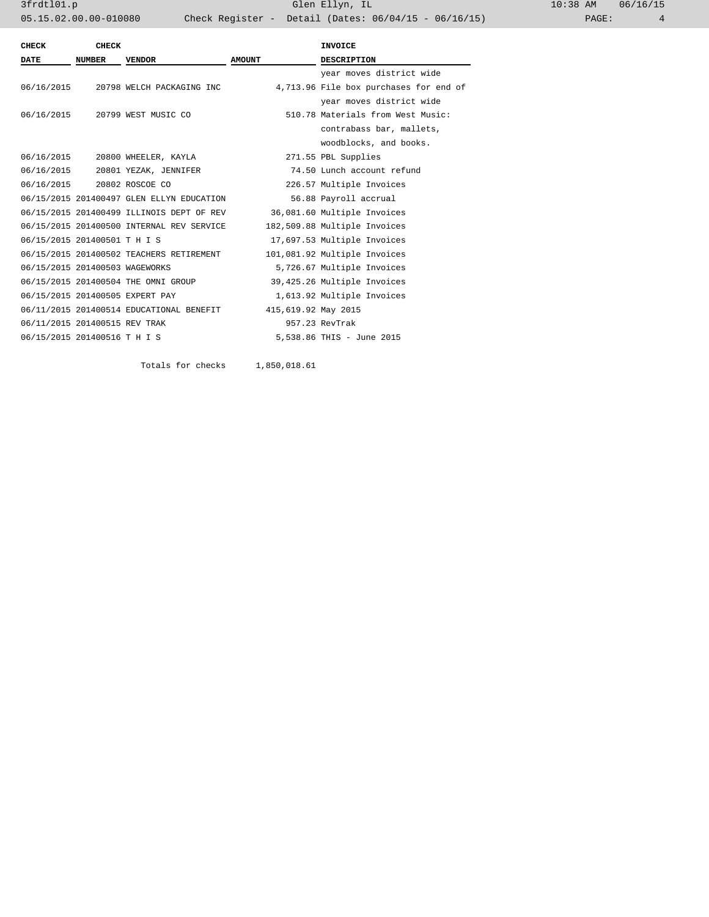| CHECK DATE | CHECK NUMBER | VENDOR | AMOUNT | INVOICE DESCRIPTION |
|---|---|---|---|---|
| | | | | year moves district wide |
| 06/16/2015 | 20798 | WELCH PACKAGING INC | 4,713.96 | File box purchases for end of year moves district wide |
| 06/16/2015 | 20799 | WEST MUSIC CO | 510.78 | Materials from West Music: contrabass bar, mallets, woodblocks, and books. |
| 06/16/2015 | 20800 | WHEELER, KAYLA | 271.55 | PBL Supplies |
| 06/16/2015 | 20801 | YEZAK, JENNIFER | 74.50 | Lunch account refund |
| 06/16/2015 | 20802 | ROSCOE CO | 226.57 | Multiple Invoices |
| 06/15/2015 | 201400497 | GLEN ELLYN EDUCATION | 56.88 | Payroll accrual |
| 06/15/2015 | 201400499 | ILLINOIS DEPT OF REV | 36,081.60 | Multiple Invoices |
| 06/15/2015 | 201400500 | INTERNAL REV SERVICE | 182,509.88 | Multiple Invoices |
| 06/15/2015 | 201400501 | T H I S | 17,697.53 | Multiple Invoices |
| 06/15/2015 | 201400502 | TEACHERS RETIREMENT | 101,081.92 | Multiple Invoices |
| 06/15/2015 | 201400503 | WAGEWORKS | 5,726.67 | Multiple Invoices |
| 06/15/2015 | 201400504 | THE OMNI GROUP | 39,425.26 | Multiple Invoices |
| 06/15/2015 | 201400505 | EXPERT PAY | 1,613.92 | Multiple Invoices |
| 06/11/2015 | 201400514 | EDUCATIONAL BENEFIT | 415,619.92 | May 2015 |
| 06/11/2015 | 201400515 | REV TRAK | 957.23 | RevTrak |
| 06/15/2015 | 201400516 | T H I S | 5,538.86 | THIS - June 2015 |
| | | Totals for checks | 1,850,018.61 | |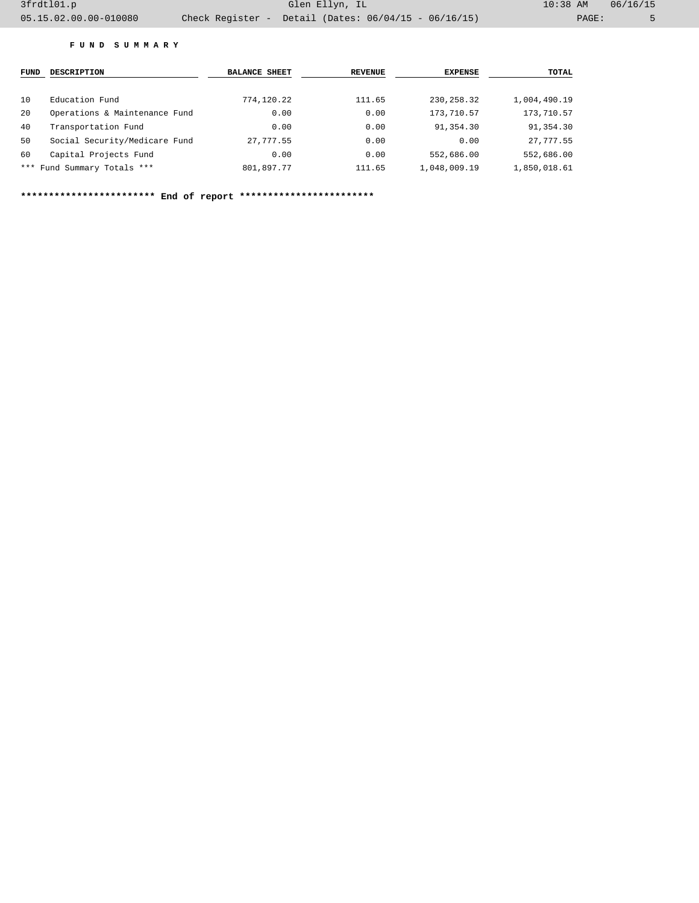**F U N D   S U M M A R Y**

| FUND | DESCRIPTION | BALANCE SHEET | REVENUE | EXPENSE | TOTAL |
|---|---|---|---|---|---|
| 10 | Education Fund | 774,120.22 | 111.65 | 230,258.32 | 1,004,490.19 |
| 20 | Operations & Maintenance Fund | 0.00 | 0.00 | 173,710.57 | 173,710.57 |
| 40 | Transportation Fund | 0.00 | 0.00 | 91,354.30 | 91,354.30 |
| 50 | Social Security/Medicare Fund | 27,777.55 | 0.00 | 0.00 | 27,777.55 |
| 60 | Capital Projects Fund | 0.00 | 0.00 | 552,686.00 | 552,686.00 |
| *** Fund Summary Totals *** | | 801,897.77 | 111.65 | 1,048,009.19 | 1,850,018.61 |

**************************** End of report ****************************